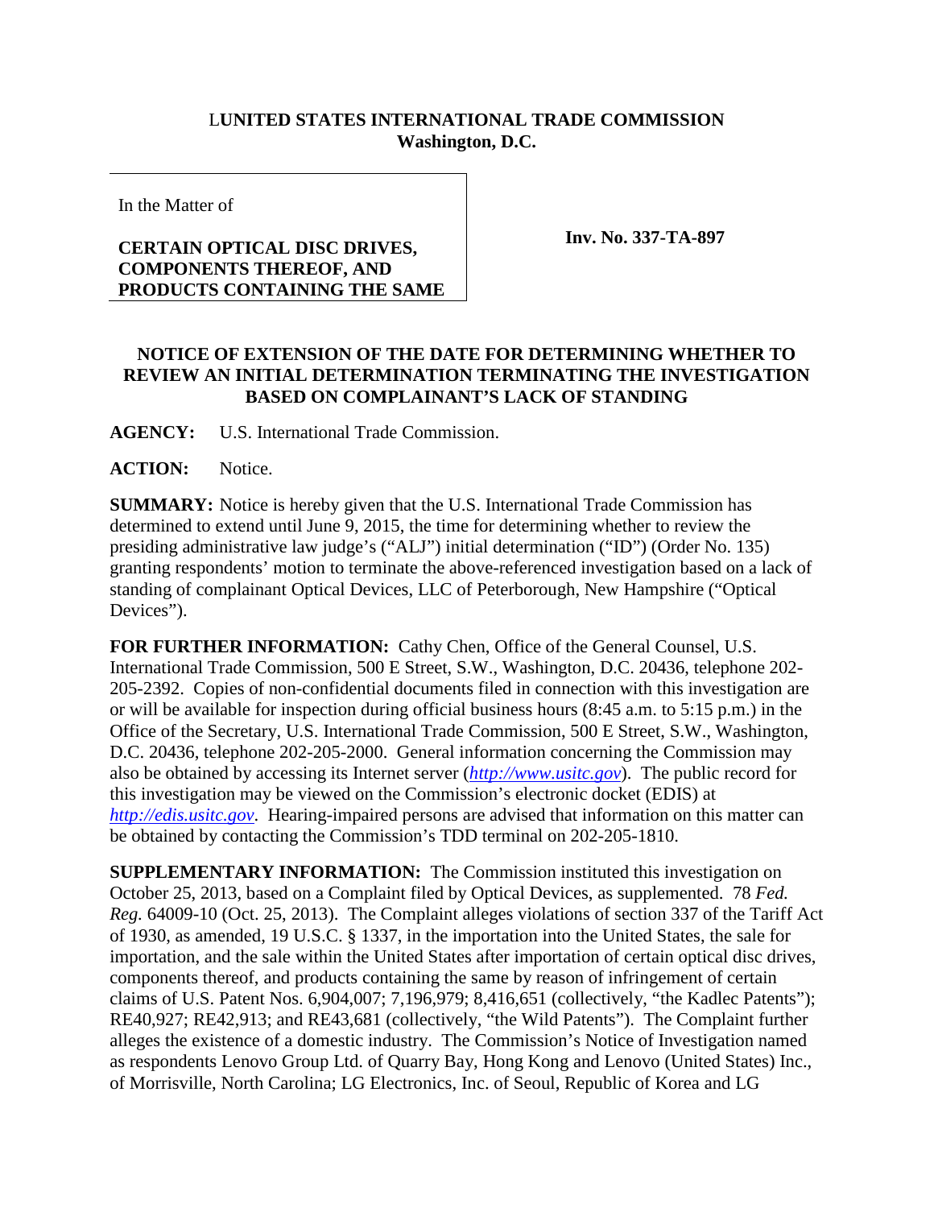# LUNITED STATES INTERNATIONAL TRADE COMMISSION
**Washington, D.C.**

In the Matter of

**CERTAIN OPTICAL DISC DRIVES, COMPONENTS THEREOF, AND PRODUCTS CONTAINING THE SAME**

**Inv. No. 337-TA-897**

## NOTICE OF EXTENSION OF THE DATE FOR DETERMINING WHETHER TO REVIEW AN INITIAL DETERMINATION TERMINATING THE INVESTIGATION BASED ON COMPLAINANT'S LACK OF STANDING

**AGENCY:** U.S. International Trade Commission.

**ACTION:** Notice.

**SUMMARY:** Notice is hereby given that the U.S. International Trade Commission has determined to extend until June 9, 2015, the time for determining whether to review the presiding administrative law judge's ("ALJ") initial determination ("ID") (Order No. 135) granting respondents' motion to terminate the above-referenced investigation based on a lack of standing of complainant Optical Devices, LLC of Peterborough, New Hampshire ("Optical Devices").

**FOR FURTHER INFORMATION:** Cathy Chen, Office of the General Counsel, U.S. International Trade Commission, 500 E Street, S.W., Washington, D.C. 20436, telephone 202-205-2392. Copies of non-confidential documents filed in connection with this investigation are or will be available for inspection during official business hours (8:45 a.m. to 5:15 p.m.) in the Office of the Secretary, U.S. International Trade Commission, 500 E Street, S.W., Washington, D.C. 20436, telephone 202-205-2000. General information concerning the Commission may also be obtained by accessing its Internet server (*http://www.usitc.gov*). The public record for this investigation may be viewed on the Commission's electronic docket (EDIS) at *http://edis.usitc.gov*. Hearing-impaired persons are advised that information on this matter can be obtained by contacting the Commission's TDD terminal on 202-205-1810.

**SUPPLEMENTARY INFORMATION:** The Commission instituted this investigation on October 25, 2013, based on a Complaint filed by Optical Devices, as supplemented. 78 *Fed. Reg.* 64009-10 (Oct. 25, 2013). The Complaint alleges violations of section 337 of the Tariff Act of 1930, as amended, 19 U.S.C. § 1337, in the importation into the United States, the sale for importation, and the sale within the United States after importation of certain optical disc drives, components thereof, and products containing the same by reason of infringement of certain claims of U.S. Patent Nos. 6,904,007; 7,196,979; 8,416,651 (collectively, "the Kadlec Patents"); RE40,927; RE42,913; and RE43,681 (collectively, "the Wild Patents"). The Complaint further alleges the existence of a domestic industry. The Commission's Notice of Investigation named as respondents Lenovo Group Ltd. of Quarry Bay, Hong Kong and Lenovo (United States) Inc., of Morrisville, North Carolina; LG Electronics, Inc. of Seoul, Republic of Korea and LG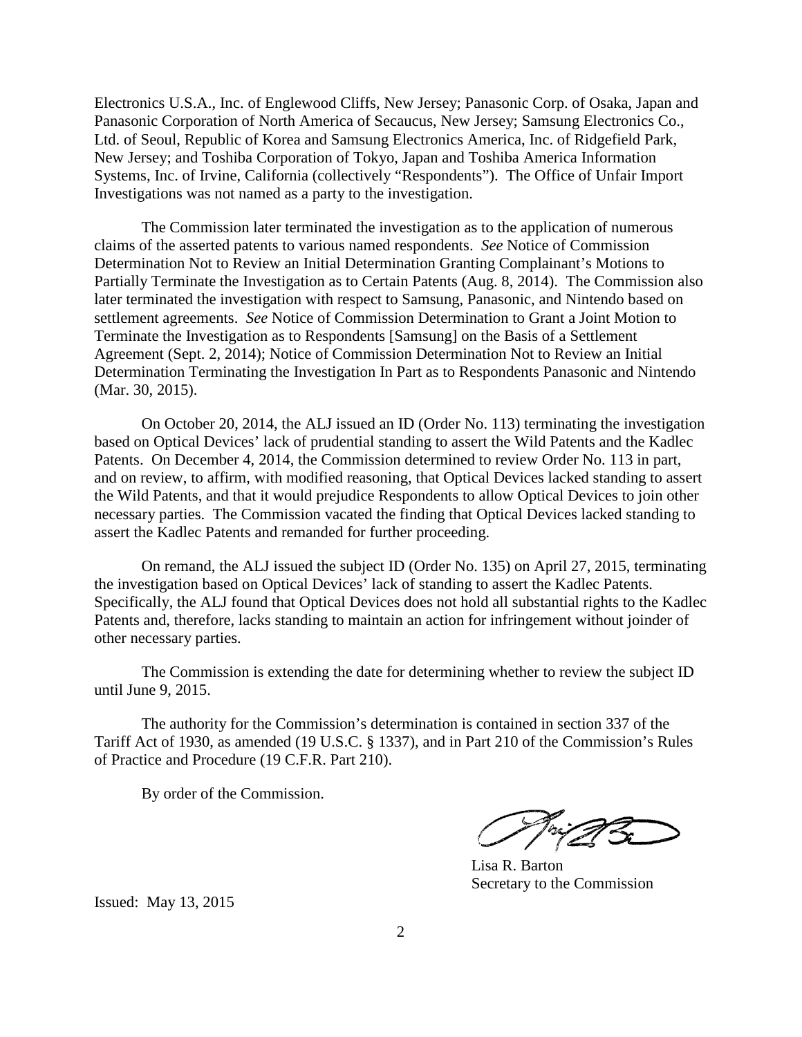Electronics U.S.A., Inc. of Englewood Cliffs, New Jersey; Panasonic Corp. of Osaka, Japan and Panasonic Corporation of North America of Secaucus, New Jersey; Samsung Electronics Co., Ltd. of Seoul, Republic of Korea and Samsung Electronics America, Inc. of Ridgefield Park, New Jersey; and Toshiba Corporation of Tokyo, Japan and Toshiba America Information Systems, Inc. of Irvine, California (collectively "Respondents"). The Office of Unfair Import Investigations was not named as a party to the investigation.

The Commission later terminated the investigation as to the application of numerous claims of the asserted patents to various named respondents. *See* Notice of Commission Determination Not to Review an Initial Determination Granting Complainant's Motions to Partially Terminate the Investigation as to Certain Patents (Aug. 8, 2014). The Commission also later terminated the investigation with respect to Samsung, Panasonic, and Nintendo based on settlement agreements. *See* Notice of Commission Determination to Grant a Joint Motion to Terminate the Investigation as to Respondents [Samsung] on the Basis of a Settlement Agreement (Sept. 2, 2014); Notice of Commission Determination Not to Review an Initial Determination Terminating the Investigation In Part as to Respondents Panasonic and Nintendo (Mar. 30, 2015).

On October 20, 2014, the ALJ issued an ID (Order No. 113) terminating the investigation based on Optical Devices' lack of prudential standing to assert the Wild Patents and the Kadlec Patents. On December 4, 2014, the Commission determined to review Order No. 113 in part, and on review, to affirm, with modified reasoning, that Optical Devices lacked standing to assert the Wild Patents, and that it would prejudice Respondents to allow Optical Devices to join other necessary parties. The Commission vacated the finding that Optical Devices lacked standing to assert the Kadlec Patents and remanded for further proceeding.

On remand, the ALJ issued the subject ID (Order No. 135) on April 27, 2015, terminating the investigation based on Optical Devices' lack of standing to assert the Kadlec Patents. Specifically, the ALJ found that Optical Devices does not hold all substantial rights to the Kadlec Patents and, therefore, lacks standing to maintain an action for infringement without joinder of other necessary parties.

The Commission is extending the date for determining whether to review the subject ID until June 9, 2015.

The authority for the Commission's determination is contained in section 337 of the Tariff Act of 1930, as amended (19 U.S.C. § 1337), and in Part 210 of the Commission's Rules of Practice and Procedure (19 C.F.R. Part 210).

By order of the Commission.

Lisa R. Barton
Secretary to the Commission

Issued: May 13, 2015